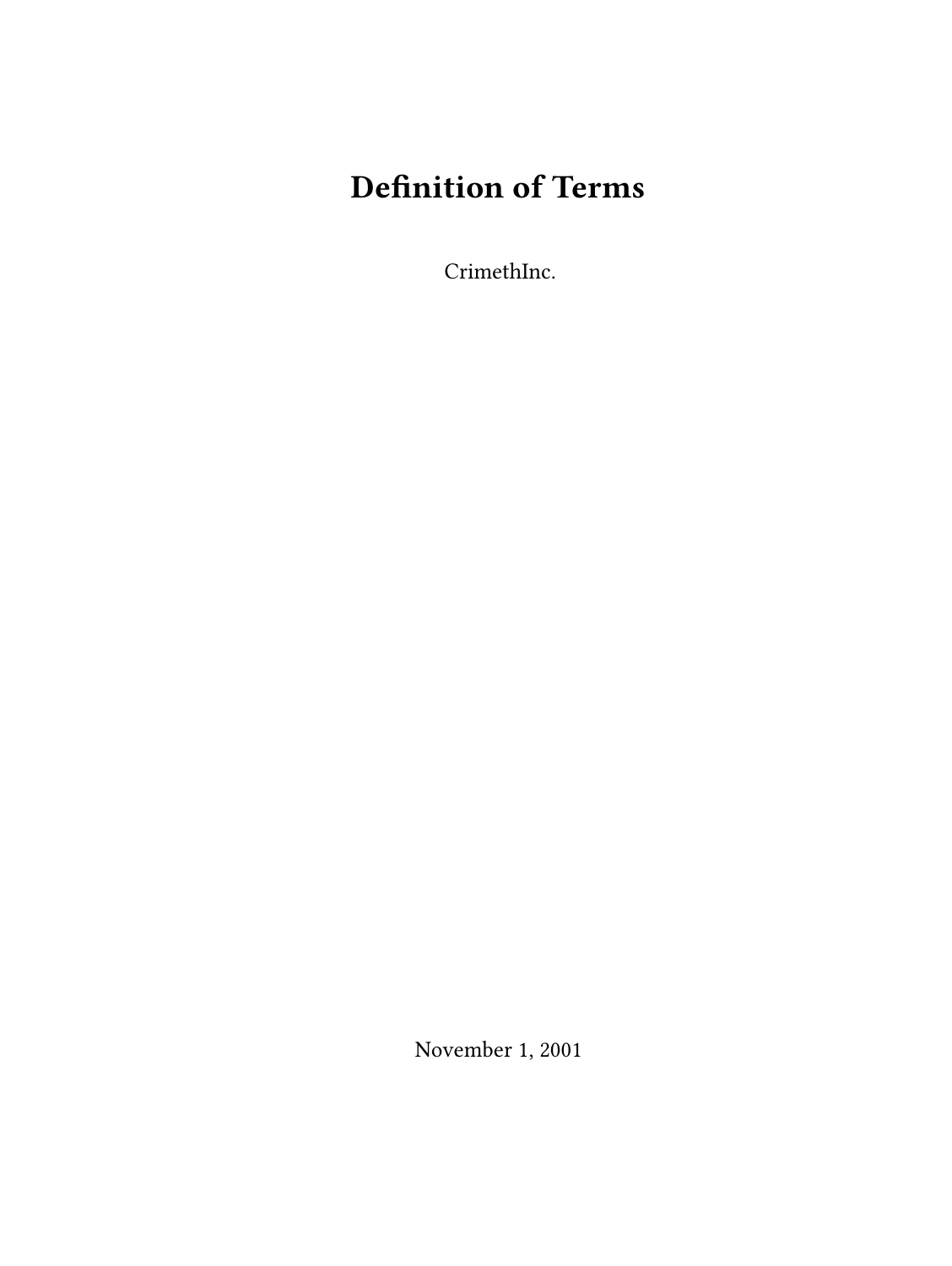# Definition of Terms

CrimethInc.

November 1, 2001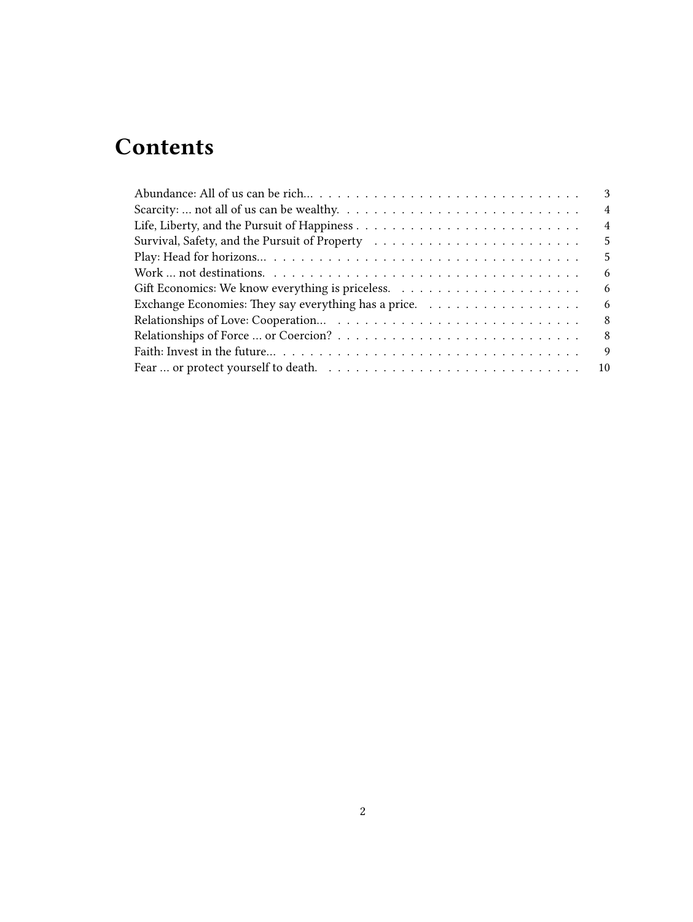# Contents

- Abundance: All of us can be rich… 3
- Scarcity: … not all of us can be wealthy. 4
- Life, Liberty, and the Pursuit of Happiness 4
- Survival, Safety, and the Pursuit of Property 5
- Play: Head for horizons… 5
- Work … not destinations. 6
- Gift Economics: We know everything is priceless. 6
- Exchange Economies: They say everything has a price. 6
- Relationships of Love: Cooperation… 8
- Relationships of Force … or Coercion? 8
- Faith: Invest in the future… 9
- Fear … or protect yourself to death. 10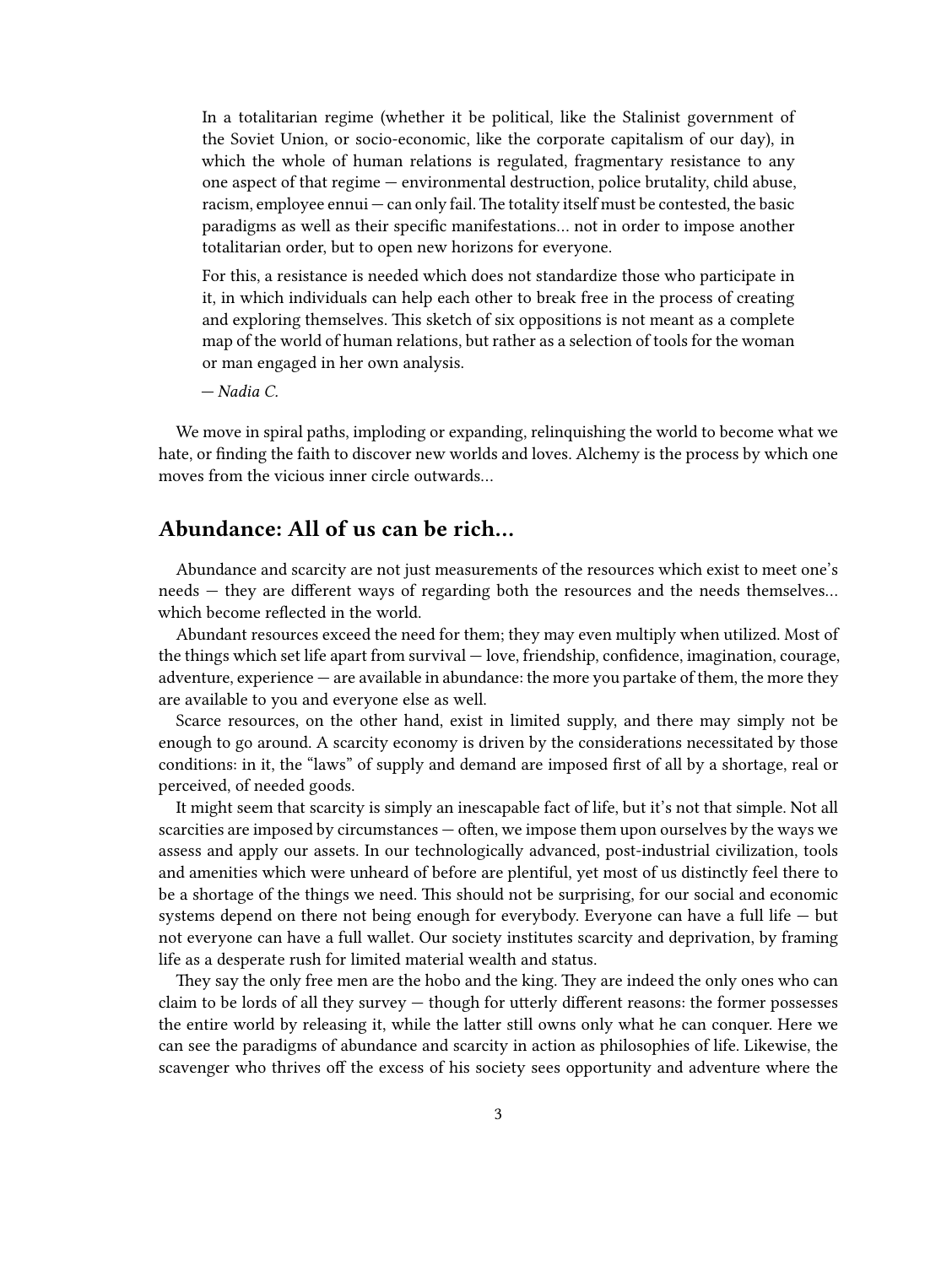> In a totalitarian regime (whether it be political, like the Stalinist government of the Soviet Union, or socio-economic, like the corporate capitalism of our day), in which the whole of human relations is regulated, fragmentary resistance to any one aspect of that regime — environmental destruction, police brutality, child abuse, racism, employee ennui — can only fail. The totality itself must be contested, the basic paradigms as well as their specific manifestations… not in order to impose another totalitarian order, but to open new horizons for everyone.
>
> For this, a resistance is needed which does not standardize those who participate in it, in which individuals can help each other to break free in the process of creating and exploring themselves. This sketch of six oppositions is not meant as a complete map of the world of human relations, but rather as a selection of tools for the woman or man engaged in her own analysis.
>
> *— Nadia C.*

We move in spiral paths, imploding or expanding, relinquishing the world to become what we hate, or finding the faith to discover new worlds and loves. Alchemy is the process by which one moves from the vicious inner circle outwards…

## Abundance: All of us can be rich…

Abundance and scarcity are not just measurements of the resources which exist to meet one's needs — they are different ways of regarding both the resources and the needs themselves… which become reflected in the world.

Abundant resources exceed the need for them; they may even multiply when utilized. Most of the things which set life apart from survival — love, friendship, confidence, imagination, courage, adventure, experience — are available in abundance: the more you partake of them, the more they are available to you and everyone else as well.

Scarce resources, on the other hand, exist in limited supply, and there may simply not be enough to go around. A scarcity economy is driven by the considerations necessitated by those conditions: in it, the "laws" of supply and demand are imposed first of all by a shortage, real or perceived, of needed goods.

It might seem that scarcity is simply an inescapable fact of life, but it's not that simple. Not all scarcities are imposed by circumstances — often, we impose them upon ourselves by the ways we assess and apply our assets. In our technologically advanced, post-industrial civilization, tools and amenities which were unheard of before are plentiful, yet most of us distinctly feel there to be a shortage of the things we need. This should not be surprising, for our social and economic systems depend on there not being enough for everybody. Everyone can have a full life — but not everyone can have a full wallet. Our society institutes scarcity and deprivation, by framing life as a desperate rush for limited material wealth and status.

They say the only free men are the hobo and the king. They are indeed the only ones who can claim to be lords of all they survey — though for utterly different reasons: the former possesses the entire world by releasing it, while the latter still owns only what he can conquer. Here we can see the paradigms of abundance and scarcity in action as philosophies of life. Likewise, the scavenger who thrives off the excess of his society sees opportunity and adventure where the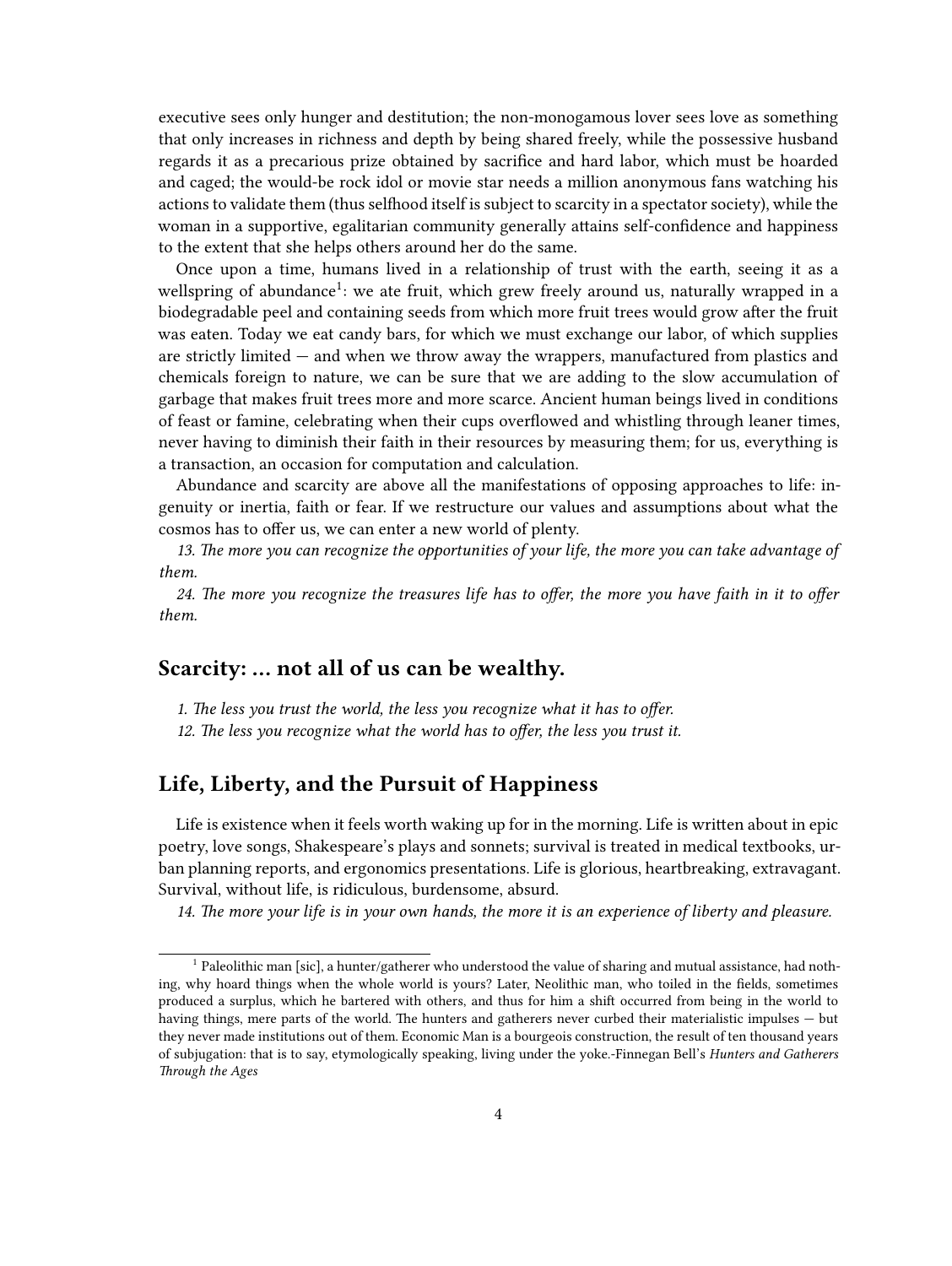executive sees only hunger and destitution; the non-monogamous lover sees love as something that only increases in richness and depth by being shared freely, while the possessive husband regards it as a precarious prize obtained by sacrifice and hard labor, which must be hoarded and caged; the would-be rock idol or movie star needs a million anonymous fans watching his actions to validate them (thus selfhood itself is subject to scarcity in a spectator society), while the woman in a supportive, egalitarian community generally attains self-confidence and happiness to the extent that she helps others around her do the same.

Once upon a time, humans lived in a relationship of trust with the earth, seeing it as a wellspring of abundance[1]: we ate fruit, which grew freely around us, naturally wrapped in a biodegradable peel and containing seeds from which more fruit trees would grow after the fruit was eaten. Today we eat candy bars, for which we must exchange our labor, of which supplies are strictly limited — and when we throw away the wrappers, manufactured from plastics and chemicals foreign to nature, we can be sure that we are adding to the slow accumulation of garbage that makes fruit trees more and more scarce. Ancient human beings lived in conditions of feast or famine, celebrating when their cups overflowed and whistling through leaner times, never having to diminish their faith in their resources by measuring them; for us, everything is a transaction, an occasion for computation and calculation.

Abundance and scarcity are above all the manifestations of opposing approaches to life: ingenuity or inertia, faith or fear. If we restructure our values and assumptions about what the cosmos has to offer us, we can enter a new world of plenty.

*13. The more you can recognize the opportunities of your life, the more you can take advantage of them.*

*24. The more you recognize the treasures life has to offer, the more you have faith in it to offer them.*

## Scarcity: … not all of us can be wealthy.

*1. The less you trust the world, the less you recognize what it has to offer.*

*12. The less you recognize what the world has to offer, the less you trust it.*

## Life, Liberty, and the Pursuit of Happiness

Life is existence when it feels worth waking up for in the morning. Life is written about in epic poetry, love songs, Shakespeare's plays and sonnets; survival is treated in medical textbooks, urban planning reports, and ergonomics presentations. Life is glorious, heartbreaking, extravagant. Survival, without life, is ridiculous, burdensome, absurd.

*14. The more your life is in your own hands, the more it is an experience of liberty and pleasure.*

---

[1] Paleolithic man [sic], a hunter/gatherer who understood the value of sharing and mutual assistance, had nothing, why hoard things when the whole world is yours? Later, Neolithic man, who toiled in the fields, sometimes produced a surplus, which he bartered with others, and thus for him a shift occurred from being in the world to having things, mere parts of the world. The hunters and gatherers never curbed their materialistic impulses — but they never made institutions out of them. Economic Man is a bourgeois construction, the result of ten thousand years of subjugation: that is to say, etymologically speaking, living under the yoke.-Finnegan Bell's *Hunters and Gatherers Through the Ages*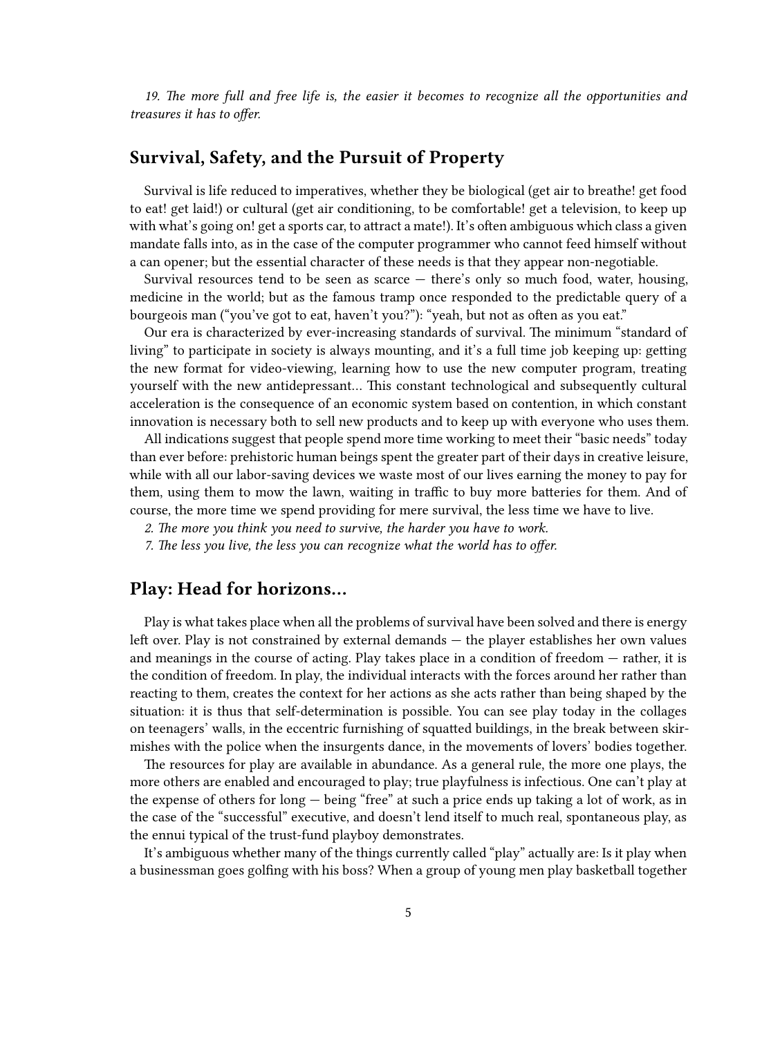*19. The more full and free life is, the easier it becomes to recognize all the opportunities and treasures it has to offer.*

## Survival, Safety, and the Pursuit of Property

Survival is life reduced to imperatives, whether they be biological (get air to breathe! get food to eat! get laid!) or cultural (get air conditioning, to be comfortable! get a television, to keep up with what's going on! get a sports car, to attract a mate!). It's often ambiguous which class a given mandate falls into, as in the case of the computer programmer who cannot feed himself without a can opener; but the essential character of these needs is that they appear non-negotiable.

Survival resources tend to be seen as scarce — there's only so much food, water, housing, medicine in the world; but as the famous tramp once responded to the predictable query of a bourgeois man ("you've got to eat, haven't you?"): "yeah, but not as often as you eat."

Our era is characterized by ever-increasing standards of survival. The minimum "standard of living" to participate in society is always mounting, and it's a full time job keeping up: getting the new format for video-viewing, learning how to use the new computer program, treating yourself with the new antidepressant… This constant technological and subsequently cultural acceleration is the consequence of an economic system based on contention, in which constant innovation is necessary both to sell new products and to keep up with everyone who uses them.

All indications suggest that people spend more time working to meet their "basic needs" today than ever before: prehistoric human beings spent the greater part of their days in creative leisure, while with all our labor-saving devices we waste most of our lives earning the money to pay for them, using them to mow the lawn, waiting in traffic to buy more batteries for them. And of course, the more time we spend providing for mere survival, the less time we have to live.

*2. The more you think you need to survive, the harder you have to work.*

*7. The less you live, the less you can recognize what the world has to offer.*

## Play: Head for horizons…

Play is what takes place when all the problems of survival have been solved and there is energy left over. Play is not constrained by external demands — the player establishes her own values and meanings in the course of acting. Play takes place in a condition of freedom — rather, it is the condition of freedom. In play, the individual interacts with the forces around her rather than reacting to them, creates the context for her actions as she acts rather than being shaped by the situation: it is thus that self-determination is possible. You can see play today in the collages on teenagers' walls, in the eccentric furnishing of squatted buildings, in the break between skirmishes with the police when the insurgents dance, in the movements of lovers' bodies together.

The resources for play are available in abundance. As a general rule, the more one plays, the more others are enabled and encouraged to play; true playfulness is infectious. One can't play at the expense of others for long — being "free" at such a price ends up taking a lot of work, as in the case of the "successful" executive, and doesn't lend itself to much real, spontaneous play, as the ennui typical of the trust-fund playboy demonstrates.

It's ambiguous whether many of the things currently called "play" actually are: Is it play when a businessman goes golfing with his boss? When a group of young men play basketball together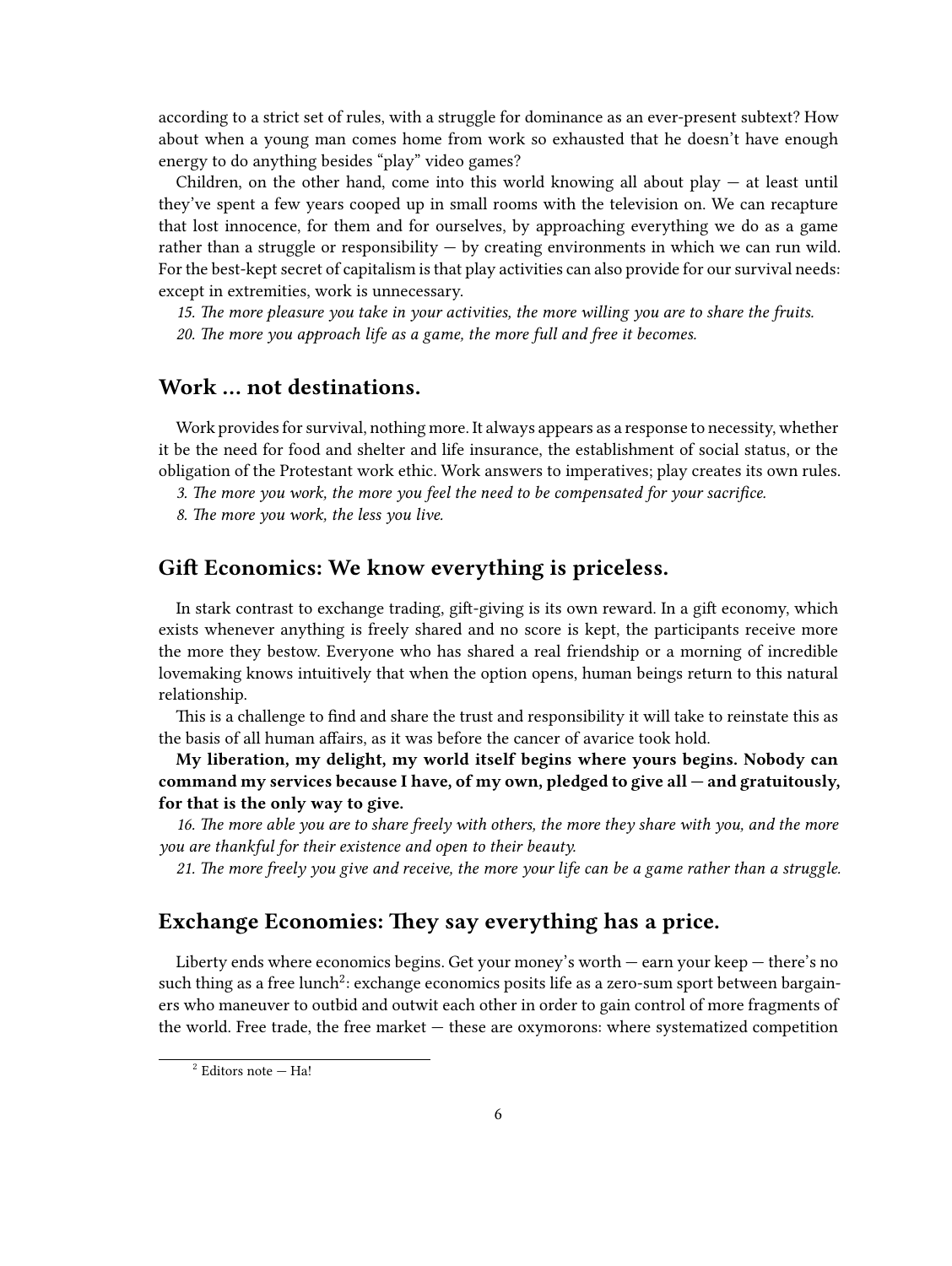according to a strict set of rules, with a struggle for dominance as an ever-present subtext? How about when a young man comes home from work so exhausted that he doesn't have enough energy to do anything besides "play" video games?

Children, on the other hand, come into this world knowing all about play — at least until they've spent a few years cooped up in small rooms with the television on. We can recapture that lost innocence, for them and for ourselves, by approaching everything we do as a game rather than a struggle or responsibility — by creating environments in which we can run wild. For the best-kept secret of capitalism is that play activities can also provide for our survival needs: except in extremities, work is unnecessary.

*15. The more pleasure you take in your activities, the more willing you are to share the fruits.*

*20. The more you approach life as a game, the more full and free it becomes.*

## Work … not destinations.

Work provides for survival, nothing more. It always appears as a response to necessity, whether it be the need for food and shelter and life insurance, the establishment of social status, or the obligation of the Protestant work ethic. Work answers to imperatives; play creates its own rules.

*3. The more you work, the more you feel the need to be compensated for your sacrifice.*

*8. The more you work, the less you live.*

## Gift Economics: We know everything is priceless.

In stark contrast to exchange trading, gift-giving is its own reward. In a gift economy, which exists whenever anything is freely shared and no score is kept, the participants receive more the more they bestow. Everyone who has shared a real friendship or a morning of incredible lovemaking knows intuitively that when the option opens, human beings return to this natural relationship.

This is a challenge to find and share the trust and responsibility it will take to reinstate this as the basis of all human affairs, as it was before the cancer of avarice took hold.

**My liberation, my delight, my world itself begins where yours begins. Nobody can command my services because I have, of my own, pledged to give all — and gratuitously, for that is the only way to give.**

*16. The more able you are to share freely with others, the more they share with you, and the more you are thankful for their existence and open to their beauty.*

*21. The more freely you give and receive, the more your life can be a game rather than a struggle.*

## Exchange Economies: They say everything has a price.

Liberty ends where economics begins. Get your money's worth — earn your keep — there's no such thing as a free lunch[2]: exchange economics posits life as a zero-sum sport between bargainers who maneuver to outbid and outwit each other in order to gain control of more fragments of the world. Free trade, the free market — these are oxymorons: where systematized competition

[2] Editors note — Ha!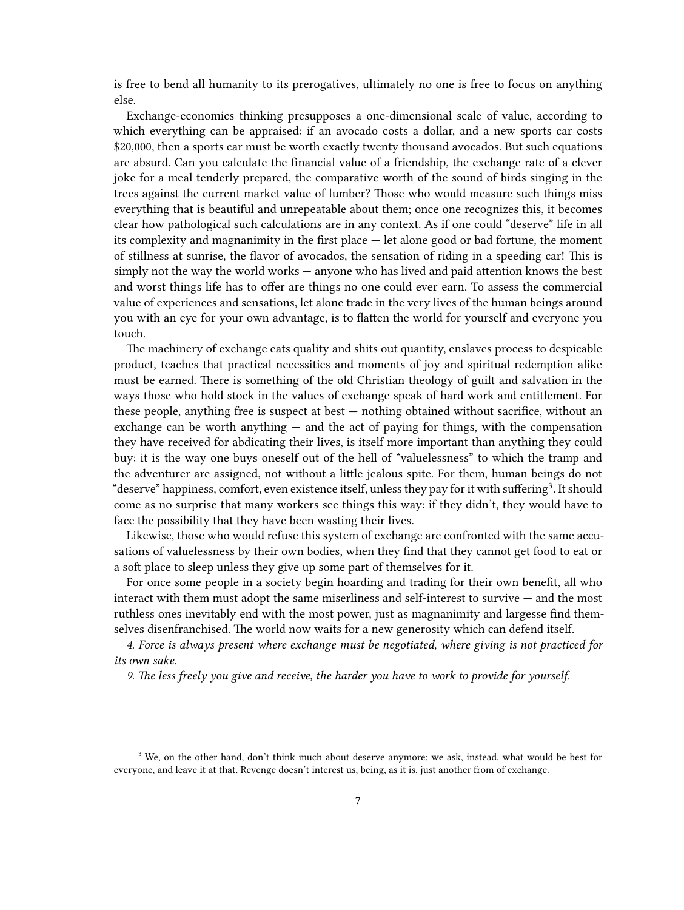is free to bend all humanity to its prerogatives, ultimately no one is free to focus on anything else.

Exchange-economics thinking presupposes a one-dimensional scale of value, according to which everything can be appraised: if an avocado costs a dollar, and a new sports car costs $20,000, then a sports car must be worth exactly twenty thousand avocados. But such equations are absurd. Can you calculate the financial value of a friendship, the exchange rate of a clever joke for a meal tenderly prepared, the comparative worth of the sound of birds singing in the trees against the current market value of lumber? Those who would measure such things miss everything that is beautiful and unrepeatable about them; once one recognizes this, it becomes clear how pathological such calculations are in any context. As if one could "deserve" life in all its complexity and magnanimity in the first place — let alone good or bad fortune, the moment of stillness at sunrise, the flavor of avocados, the sensation of riding in a speeding car! This is simply not the way the world works — anyone who has lived and paid attention knows the best and worst things life has to offer are things no one could ever earn. To assess the commercial value of experiences and sensations, let alone trade in the very lives of the human beings around you with an eye for your own advantage, is to flatten the world for yourself and everyone you touch.

The machinery of exchange eats quality and shits out quantity, enslaves process to despicable product, teaches that practical necessities and moments of joy and spiritual redemption alike must be earned. There is something of the old Christian theology of guilt and salvation in the ways those who hold stock in the values of exchange speak of hard work and entitlement. For these people, anything free is suspect at best — nothing obtained without sacrifice, without an exchange can be worth anything — and the act of paying for things, with the compensation they have received for abdicating their lives, is itself more important than anything they could buy: it is the way one buys oneself out of the hell of "valuelessness" to which the tramp and the adventurer are assigned, not without a little jealous spite. For them, human beings do not "deserve" happiness, comfort, even existence itself, unless they pay for it with suffering[3]. It should come as no surprise that many workers see things this way: if they didn't, they would have to face the possibility that they have been wasting their lives.

Likewise, those who would refuse this system of exchange are confronted with the same accusations of valuelessness by their own bodies, when they find that they cannot get food to eat or a soft place to sleep unless they give up some part of themselves for it.

For once some people in a society begin hoarding and trading for their own benefit, all who interact with them must adopt the same miserliness and self-interest to survive — and the most ruthless ones inevitably end with the most power, just as magnanimity and largesse find themselves disenfranchised. The world now waits for a new generosity which can defend itself.

*4. Force is always present where exchange must be negotiated, where giving is not practiced for its own sake.*

*9. The less freely you give and receive, the harder you have to work to provide for yourself.*

[3] We, on the other hand, don't think much about deserve anymore; we ask, instead, what would be best for everyone, and leave it at that. Revenge doesn't interest us, being, as it is, just another from of exchange.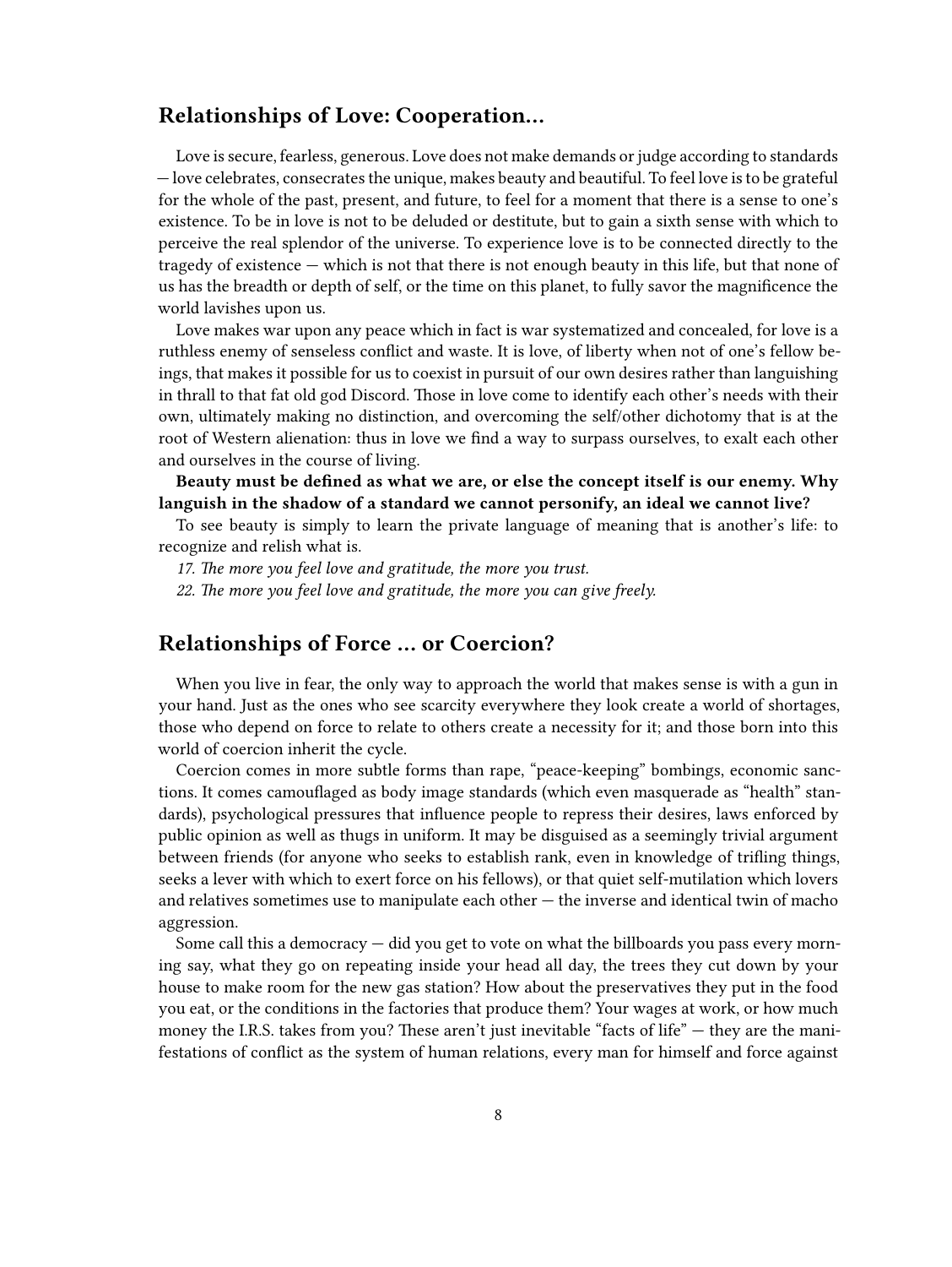## Relationships of Love: Cooperation…

Love is secure, fearless, generous. Love does not make demands or judge according to standards — love celebrates, consecrates the unique, makes beauty and beautiful. To feel love is to be grateful for the whole of the past, present, and future, to feel for a moment that there is a sense to one's existence. To be in love is not to be deluded or destitute, but to gain a sixth sense with which to perceive the real splendor of the universe. To experience love is to be connected directly to the tragedy of existence — which is not that there is not enough beauty in this life, but that none of us has the breadth or depth of self, or the time on this planet, to fully savor the magnificence the world lavishes upon us.

Love makes war upon any peace which in fact is war systematized and concealed, for love is a ruthless enemy of senseless conflict and waste. It is love, of liberty when not of one's fellow beings, that makes it possible for us to coexist in pursuit of our own desires rather than languishing in thrall to that fat old god Discord. Those in love come to identify each other's needs with their own, ultimately making no distinction, and overcoming the self/other dichotomy that is at the root of Western alienation: thus in love we find a way to surpass ourselves, to exalt each other and ourselves in the course of living.

**Beauty must be defined as what we are, or else the concept itself is our enemy. Why languish in the shadow of a standard we cannot personify, an ideal we cannot live?**

To see beauty is simply to learn the private language of meaning that is another's life: to recognize and relish what is.

*17. The more you feel love and gratitude, the more you trust.*

*22. The more you feel love and gratitude, the more you can give freely.*

## Relationships of Force … or Coercion?

When you live in fear, the only way to approach the world that makes sense is with a gun in your hand. Just as the ones who see scarcity everywhere they look create a world of shortages, those who depend on force to relate to others create a necessity for it; and those born into this world of coercion inherit the cycle.

Coercion comes in more subtle forms than rape, "peace-keeping" bombings, economic sanctions. It comes camouflaged as body image standards (which even masquerade as "health" standards), psychological pressures that influence people to repress their desires, laws enforced by public opinion as well as thugs in uniform. It may be disguised as a seemingly trivial argument between friends (for anyone who seeks to establish rank, even in knowledge of trifling things, seeks a lever with which to exert force on his fellows), or that quiet self-mutilation which lovers and relatives sometimes use to manipulate each other — the inverse and identical twin of macho aggression.

Some call this a democracy — did you get to vote on what the billboards you pass every morning say, what they go on repeating inside your head all day, the trees they cut down by your house to make room for the new gas station? How about the preservatives they put in the food you eat, or the conditions in the factories that produce them? Your wages at work, or how much money the I.R.S. takes from you? These aren't just inevitable "facts of life" — they are the manifestations of conflict as the system of human relations, every man for himself and force against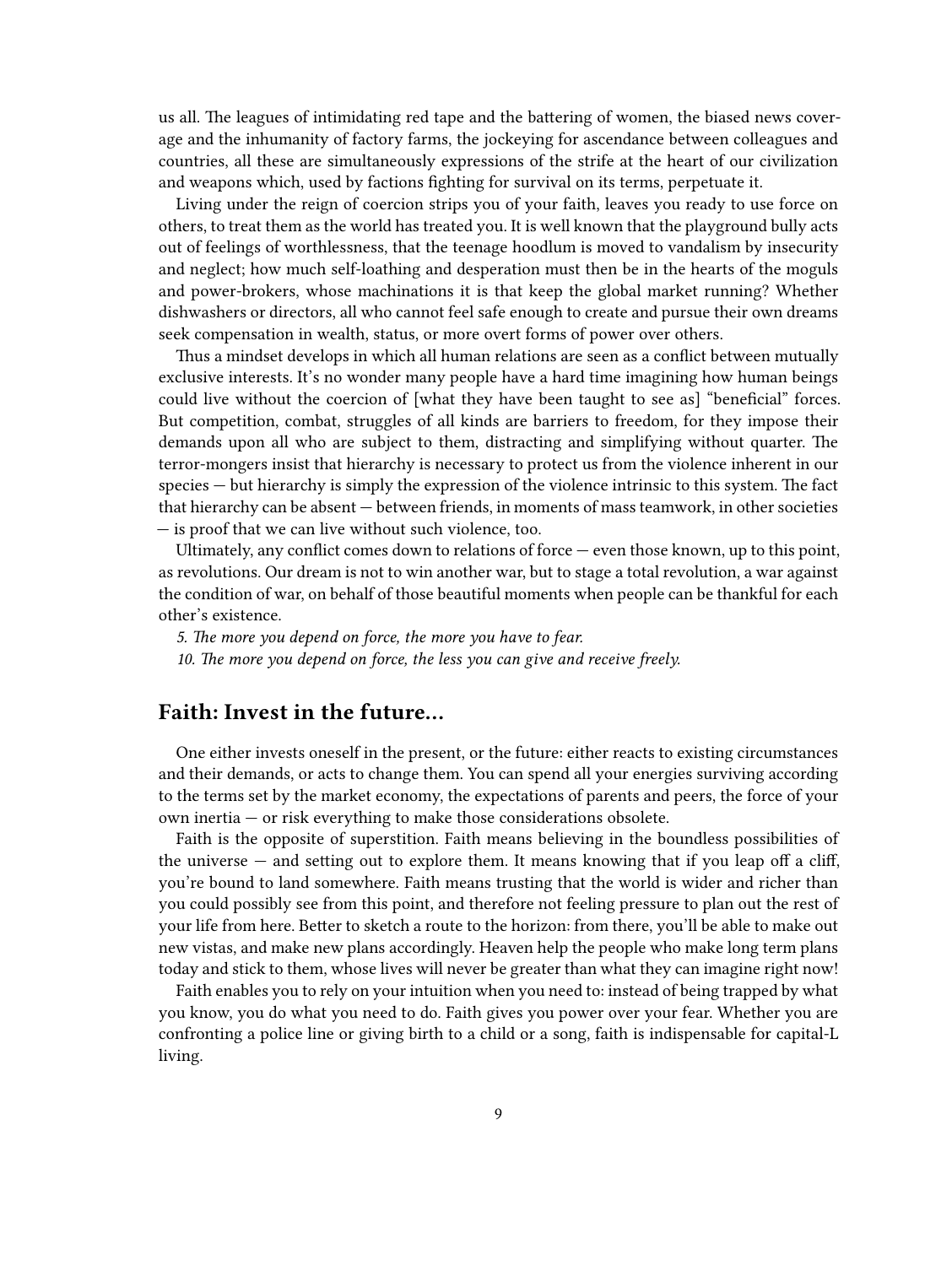us all. The leagues of intimidating red tape and the battering of women, the biased news coverage and the inhumanity of factory farms, the jockeying for ascendance between colleagues and countries, all these are simultaneously expressions of the strife at the heart of our civilization and weapons which, used by factions fighting for survival on its terms, perpetuate it.

Living under the reign of coercion strips you of your faith, leaves you ready to use force on others, to treat them as the world has treated you. It is well known that the playground bully acts out of feelings of worthlessness, that the teenage hoodlum is moved to vandalism by insecurity and neglect; how much self-loathing and desperation must then be in the hearts of the moguls and power-brokers, whose machinations it is that keep the global market running? Whether dishwashers or directors, all who cannot feel safe enough to create and pursue their own dreams seek compensation in wealth, status, or more overt forms of power over others.

Thus a mindset develops in which all human relations are seen as a conflict between mutually exclusive interests. It's no wonder many people have a hard time imagining how human beings could live without the coercion of [what they have been taught to see as] "beneficial" forces. But competition, combat, struggles of all kinds are barriers to freedom, for they impose their demands upon all who are subject to them, distracting and simplifying without quarter. The terror-mongers insist that hierarchy is necessary to protect us from the violence inherent in our species — but hierarchy is simply the expression of the violence intrinsic to this system. The fact that hierarchy can be absent — between friends, in moments of mass teamwork, in other societies — is proof that we can live without such violence, too.

Ultimately, any conflict comes down to relations of force — even those known, up to this point, as revolutions. Our dream is not to win another war, but to stage a total revolution, a war against the condition of war, on behalf of those beautiful moments when people can be thankful for each other's existence.

*5. The more you depend on force, the more you have to fear.*

*10. The more you depend on force, the less you can give and receive freely.*

## Faith: Invest in the future…

One either invests oneself in the present, or the future: either reacts to existing circumstances and their demands, or acts to change them. You can spend all your energies surviving according to the terms set by the market economy, the expectations of parents and peers, the force of your own inertia — or risk everything to make those considerations obsolete.

Faith is the opposite of superstition. Faith means believing in the boundless possibilities of the universe — and setting out to explore them. It means knowing that if you leap off a cliff, you're bound to land somewhere. Faith means trusting that the world is wider and richer than you could possibly see from this point, and therefore not feeling pressure to plan out the rest of your life from here. Better to sketch a route to the horizon: from there, you'll be able to make out new vistas, and make new plans accordingly. Heaven help the people who make long term plans today and stick to them, whose lives will never be greater than what they can imagine right now!

Faith enables you to rely on your intuition when you need to: instead of being trapped by what you know, you do what you need to do. Faith gives you power over your fear. Whether you are confronting a police line or giving birth to a child or a song, faith is indispensable for capital-L living.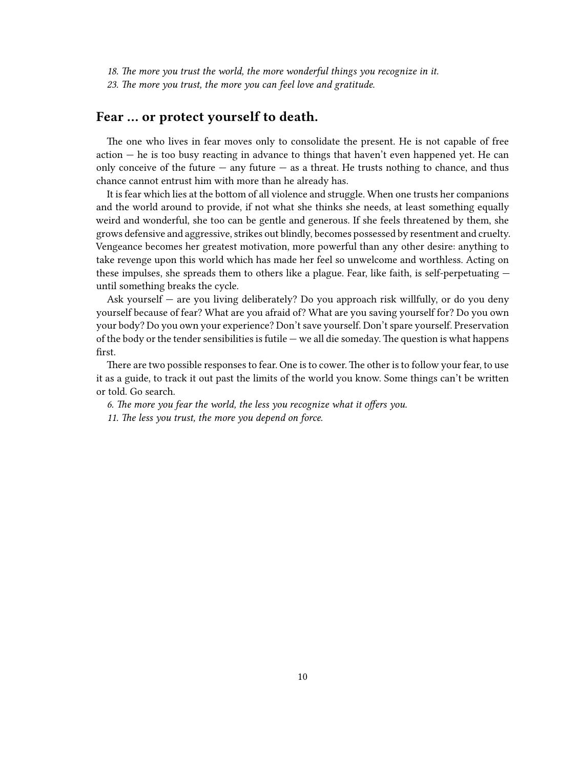*18. The more you trust the world, the more wonderful things you recognize in it.*

*23. The more you trust, the more you can feel love and gratitude.*

## Fear … or protect yourself to death.

The one who lives in fear moves only to consolidate the present. He is not capable of free action — he is too busy reacting in advance to things that haven't even happened yet. He can only conceive of the future — any future — as a threat. He trusts nothing to chance, and thus chance cannot entrust him with more than he already has.

It is fear which lies at the bottom of all violence and struggle. When one trusts her companions and the world around to provide, if not what she thinks she needs, at least something equally weird and wonderful, she too can be gentle and generous. If she feels threatened by them, she grows defensive and aggressive, strikes out blindly, becomes possessed by resentment and cruelty. Vengeance becomes her greatest motivation, more powerful than any other desire: anything to take revenge upon this world which has made her feel so unwelcome and worthless. Acting on these impulses, she spreads them to others like a plague. Fear, like faith, is self-perpetuating — until something breaks the cycle.

Ask yourself — are you living deliberately? Do you approach risk willfully, or do you deny yourself because of fear? What are you afraid of? What are you saving yourself for? Do you own your body? Do you own your experience? Don't save yourself. Don't spare yourself. Preservation of the body or the tender sensibilities is futile — we all die someday. The question is what happens first.

There are two possible responses to fear. One is to cower. The other is to follow your fear, to use it as a guide, to track it out past the limits of the world you know. Some things can't be written or told. Go search.

*6. The more you fear the world, the less you recognize what it offers you.*

*11. The less you trust, the more you depend on force.*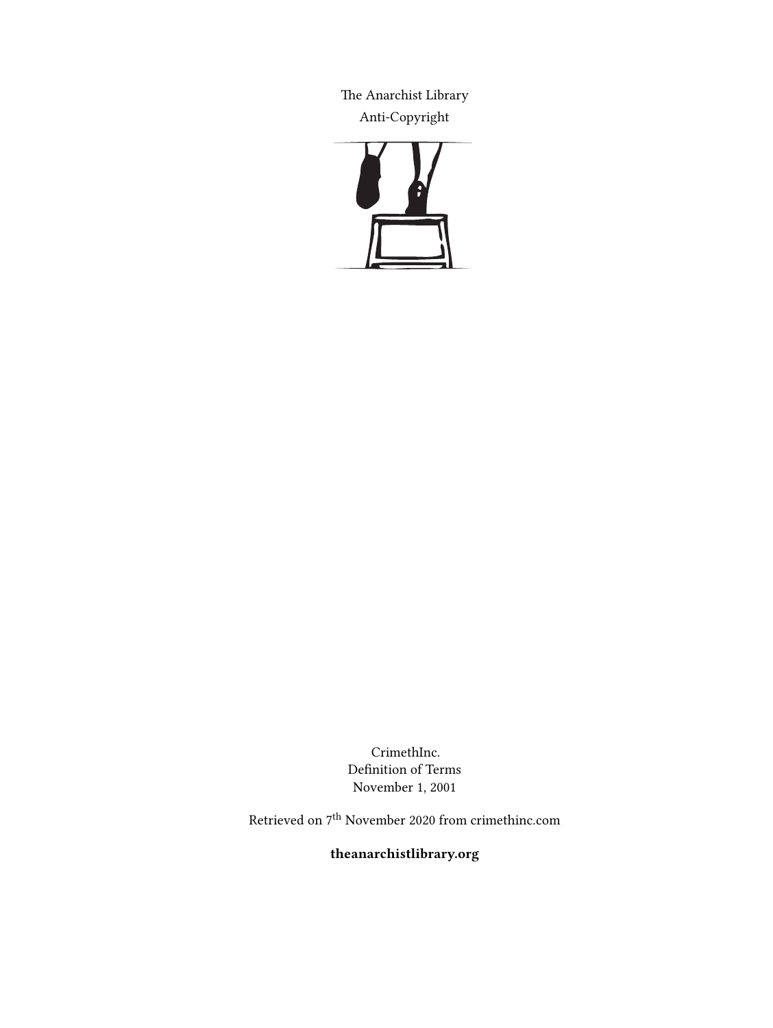The Anarchist Library
Anti-Copyright

CrimethInc.
Definition of Terms
November 1, 2001

Retrieved on 7th November 2020 from crimethinc.com

**theanarchistlibrary.org**